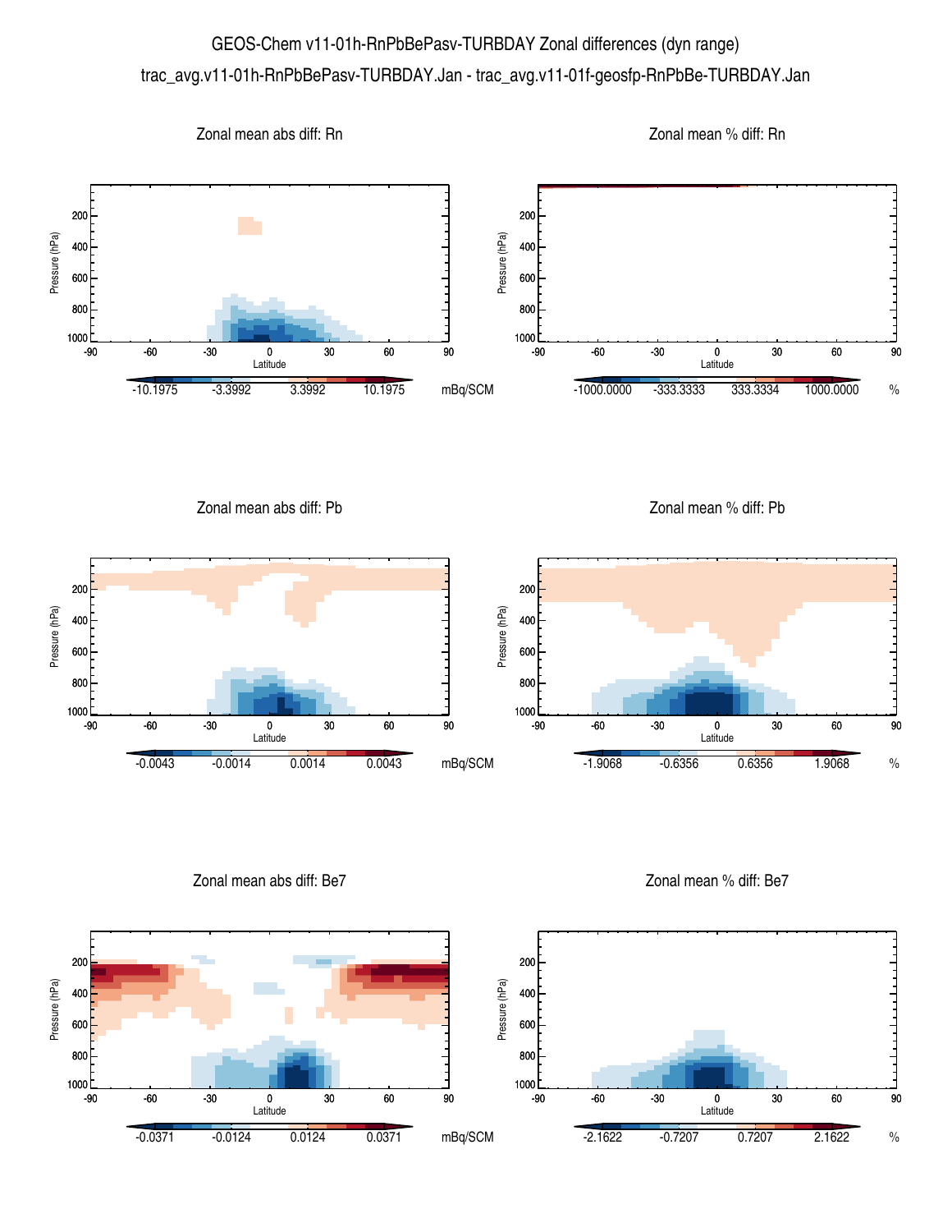# GEOS-Chem v11-01h-RnPbBePasv-TURBDAY Zonal differences (dyn range)

trac_avg.v11-01h-RnPbBePasv-TURBDAY.Jan - trac_avg.v11-01f-geosfp-RnPbBe-TURBDAY.Jan

## Zonal mean abs diff: Rn

Pressure (hPa): 200, 400, 600, 800, 1000

Latitude: -90, -60, -30, 0, 30, 60, 90

-10.1975, -3.3992, 3.3992, 10.1975 mBq/SCM

## Zonal mean % diff: Rn

Pressure (hPa): 200, 400, 600, 800, 1000

Latitude: -90, -60, -30, 0, 30, 60, 90

-1000.0000, -333.3333, 333.3334, 1000.0000 %

## Zonal mean abs diff: Pb

Pressure (hPa): 200, 400, 600, 800, 1000

Latitude: -90, -60, -30, 0, 30, 60, 90

-0.0043, -0.0014, 0.0014, 0.0043 mBq/SCM

## Zonal mean % diff: Pb

Pressure (hPa): 200, 400, 600, 800, 1000

Latitude: -90, -60, -30, 0, 30, 60, 90

-1.9068, -0.6356, 0.6356, 1.9068 %

## Zonal mean abs diff: Be7

Pressure (hPa): 200, 400, 600, 800, 1000

Latitude: -90, -60, -30, 0, 30, 60, 90

-0.0371, -0.0124, 0.0124, 0.0371 mBq/SCM

## Zonal mean % diff: Be7

Pressure (hPa): 200, 400, 600, 800, 1000

Latitude: -90, -60, -30, 0, 30, 60, 90

-2.1622, -0.7207, 0.7207, 2.1622 %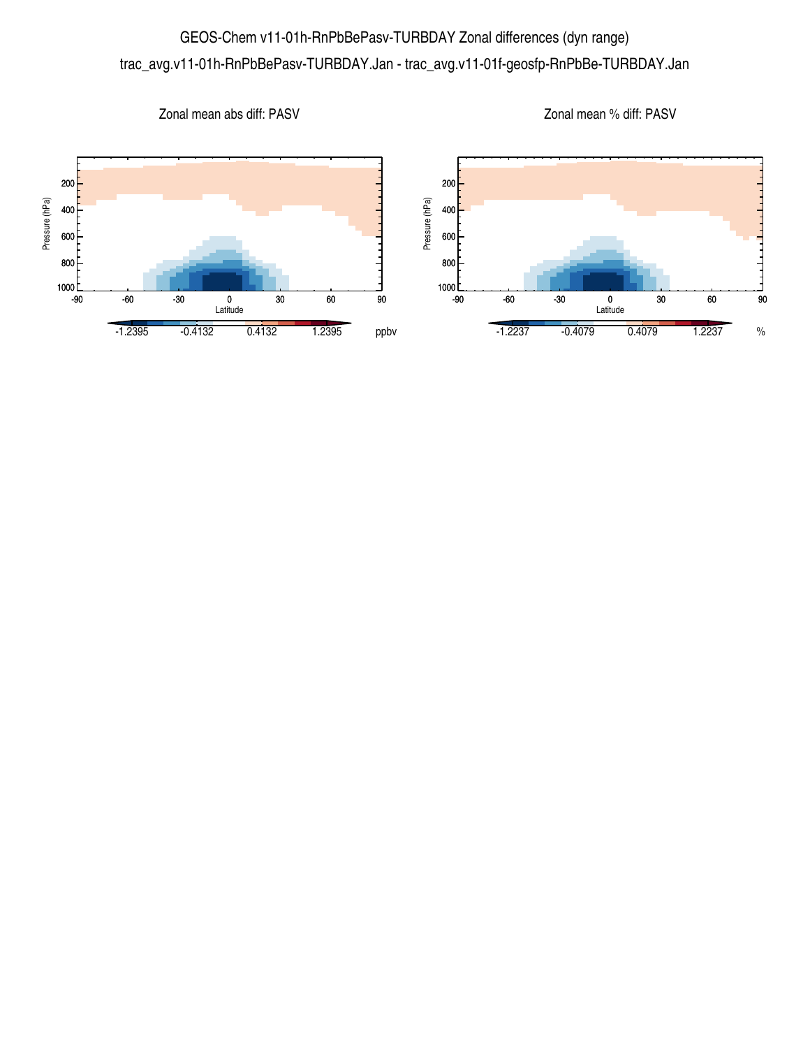GEOS-Chem v11-01h-RnPbBePasv-TURBDAY Zonal differences (dyn range)

trac_avg.v11-01h-RnPbBePasv-TURBDAY.Jan - trac_avg.v11-01f-geosfp-RnPbBe-TURBDAY.Jan

Zonal mean abs diff: PASV

Pressure (hPa)

200
400
600
800
1000

-90 -60 -30 0 30 60 90

Latitude

-1.2395 -0.4132 0.4132 1.2395 ppbv

Zonal mean % diff: PASV

Pressure (hPa)

200
400
600
800
1000

-90 -60 -30 0 30 60 90

Latitude

-1.2237 -0.4079 0.4079 1.2237 %